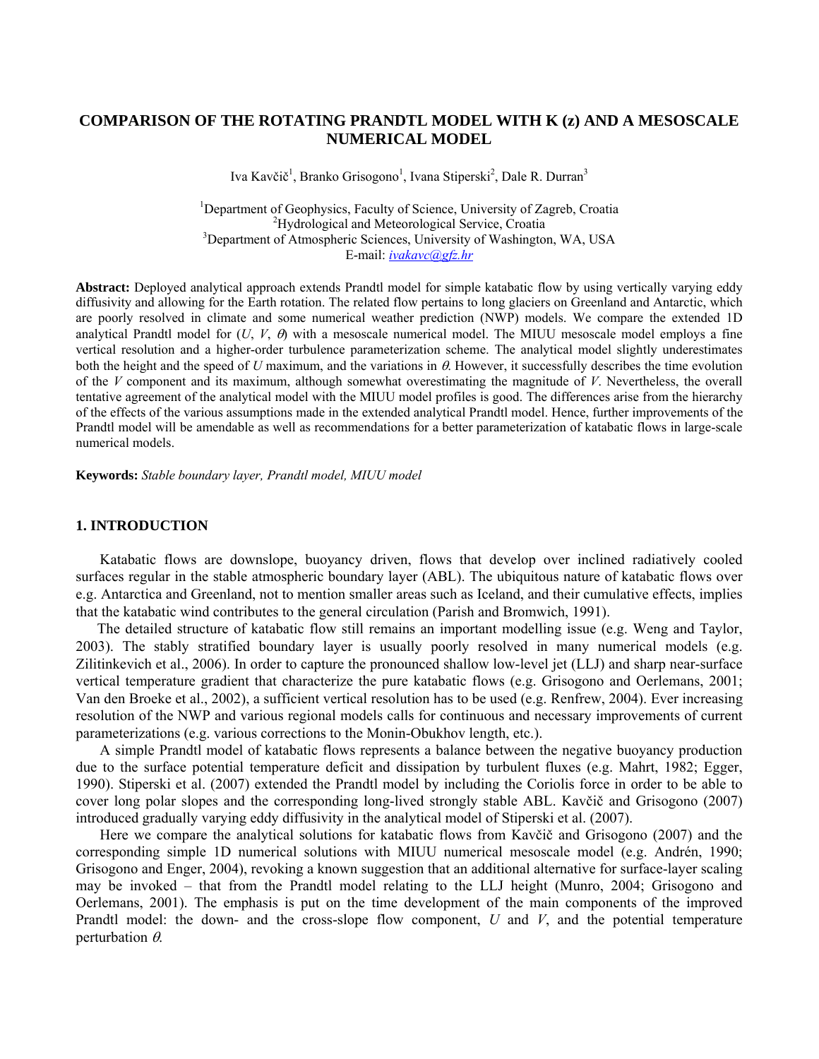# COMPARISON OF THE ROTATING PRANDTL MODEL WITH K (z) AND A MESOSCALE NUMERICAL MODEL

Iva Kavčič[1], Branko Grisogono[1], Ivana Stiperski[2], Dale R. Durran[3]

[1]Department of Geophysics, Faculty of Science, University of Zagreb, Croatia
[2]Hydrological and Meteorological Service, Croatia
[3]Department of Atmospheric Sciences, University of Washington, WA, USA
E-mail: ivakavc@gfz.hr

**Abstract:** Deployed analytical approach extends Prandtl model for simple katabatic flow by using vertically varying eddy diffusivity and allowing for the Earth rotation. The related flow pertains to long glaciers on Greenland and Antarctic, which are poorly resolved in climate and some numerical weather prediction (NWP) models. We compare the extended 1D analytical Prandtl model for ($U$, $V$, $\theta$) with a mesoscale numerical model. The MIUU mesoscale model employs a fine vertical resolution and a higher-order turbulence parameterization scheme. The analytical model slightly underestimates both the height and the speed of $U$ maximum, and the variations in $\theta$. However, it successfully describes the time evolution of the $V$ component and its maximum, although somewhat overestimating the magnitude of $V$. Nevertheless, the overall tentative agreement of the analytical model with the MIUU model profiles is good. The differences arise from the hierarchy of the effects of the various assumptions made in the extended analytical Prandtl model. Hence, further improvements of the Prandtl model will be amendable as well as recommendations for a better parameterization of katabatic flows in large-scale numerical models.

**Keywords:** *Stable boundary layer, Prandtl model, MIUU model*

## 1. INTRODUCTION

Katabatic flows are downslope, buoyancy driven, flows that develop over inclined radiatively cooled surfaces regular in the stable atmospheric boundary layer (ABL). The ubiquitous nature of katabatic flows over e.g. Antarctica and Greenland, not to mention smaller areas such as Iceland, and their cumulative effects, implies that the katabatic wind contributes to the general circulation (Parish and Bromwich, 1991).

The detailed structure of katabatic flow still remains an important modelling issue (e.g. Weng and Taylor, 2003). The stably stratified boundary layer is usually poorly resolved in many numerical models (e.g. Zilitinkevich et al., 2006). In order to capture the pronounced shallow low-level jet (LLJ) and sharp near-surface vertical temperature gradient that characterize the pure katabatic flows (e.g. Grisogono and Oerlemans, 2001; Van den Broeke et al., 2002), a sufficient vertical resolution has to be used (e.g. Renfrew, 2004). Ever increasing resolution of the NWP and various regional models calls for continuous and necessary improvements of current parameterizations (e.g. various corrections to the Monin-Obukhov length, etc.).

A simple Prandtl model of katabatic flows represents a balance between the negative buoyancy production due to the surface potential temperature deficit and dissipation by turbulent fluxes (e.g. Mahrt, 1982; Egger, 1990). Stiperski et al. (2007) extended the Prandtl model by including the Coriolis force in order to be able to cover long polar slopes and the corresponding long-lived strongly stable ABL. Kavčič and Grisogono (2007) introduced gradually varying eddy diffusivity in the analytical model of Stiperski et al. (2007).

Here we compare the analytical solutions for katabatic flows from Kavčič and Grisogono (2007) and the corresponding simple 1D numerical solutions with MIUU numerical mesoscale model (e.g. Andrén, 1990; Grisogono and Enger, 2004), revoking a known suggestion that an additional alternative for surface-layer scaling may be invoked – that from the Prandtl model relating to the LLJ height (Munro, 2004; Grisogono and Oerlemans, 2001). The emphasis is put on the time development of the main components of the improved Prandtl model: the down- and the cross-slope flow component, $U$ and $V$, and the potential temperature perturbation $\theta$.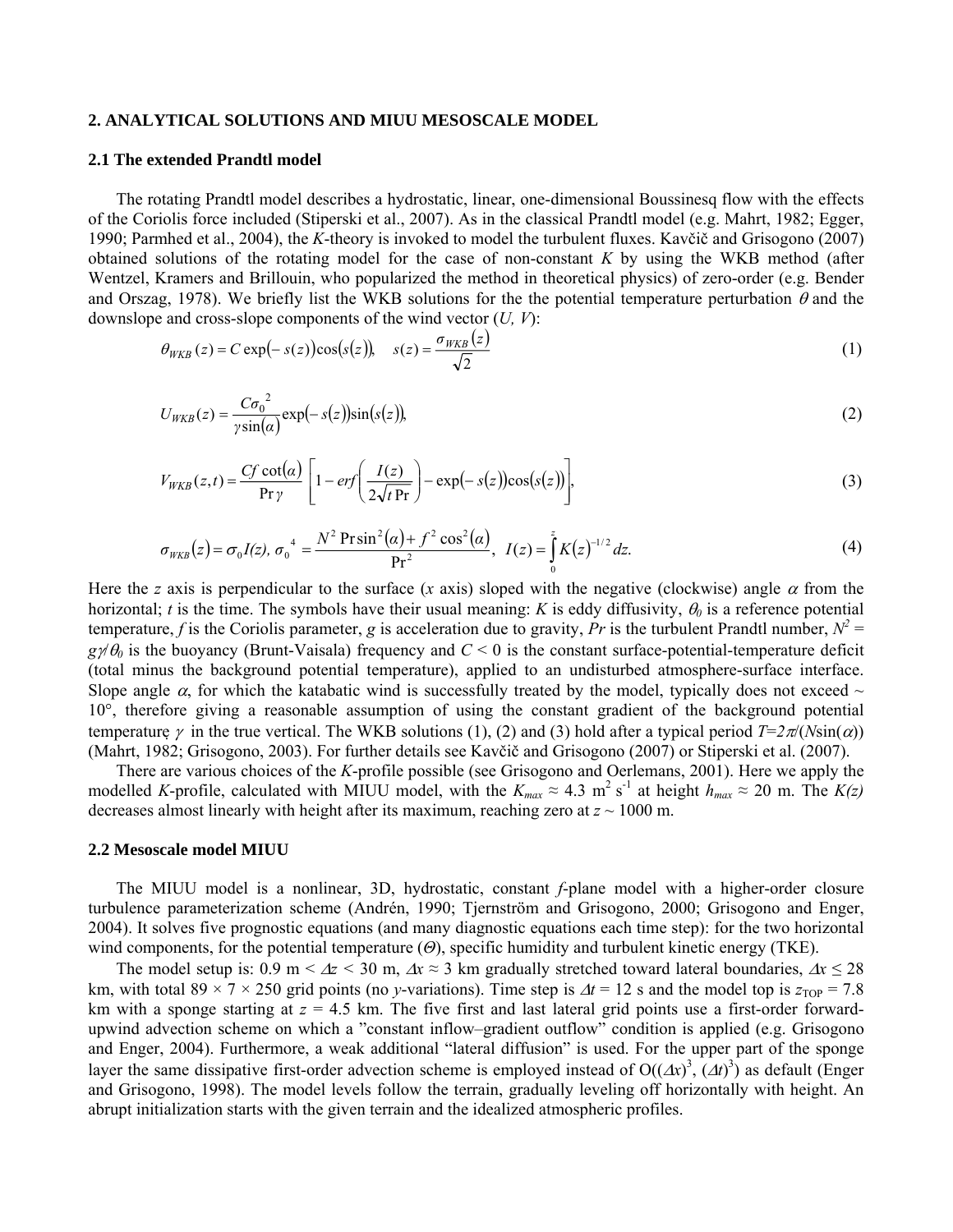## 2. ANALYTICAL SOLUTIONS AND MIUU MESOSCALE MODEL

### 2.1 The extended Prandtl model

The rotating Prandtl model describes a hydrostatic, linear, one-dimensional Boussinesq flow with the effects of the Coriolis force included (Stiperski et al., 2007). As in the classical Prandtl model (e.g. Mahrt, 1982; Egger, 1990; Parmhed et al., 2004), the *K*-theory is invoked to model the turbulent fluxes. Kavčič and Grisogono (2007) obtained solutions of the rotating model for the case of non-constant *K* by using the WKB method (after Wentzel, Kramers and Brillouin, who popularized the method in theoretical physics) of zero-order (e.g. Bender and Orszag, 1978). We briefly list the WKB solutions for the the potential temperature perturbation $\theta$ and the downslope and cross-slope components of the wind vector ($U$, $V$):

$$\theta_{WKB}(z) = C\exp(-s(z))\cos(s(z)), \quad s(z) = \frac{\sigma_{WKB}(z)}{\sqrt{2}} \tag{1}$$

$$U_{WKB}(z) = \frac{C\sigma_0^{\ 2}}{\gamma\sin(\alpha)}\exp(-s(z))\sin(s(z)), \tag{2}$$

$$V_{WKB}(z,t) = \frac{Cf\cot(\alpha)}{\Pr\gamma}\left[1 - erf\left(\frac{I(z)}{2\sqrt{t\Pr}}\right) - \exp(-s(z))\cos(s(z))\right], \tag{3}$$

$$\sigma_{WKB}(z) = \sigma_0 I(z),\ \sigma_0^{\ 4} = \frac{N^2\Pr\sin^2(\alpha) + f^2\cos^2(\alpha)}{\Pr^2}, \quad I(z) = \int_0^z K(z)^{-1/2}\,dz. \tag{4}$$

Here the $z$ axis is perpendicular to the surface ($x$ axis) sloped with the negative (clockwise) angle $\alpha$ from the horizontal; $t$ is the time. The symbols have their usual meaning: $K$ is eddy diffusivity, $\theta_0$ is a reference potential temperature, $f$ is the Coriolis parameter, $g$ is acceleration due to gravity, $Pr$ is the turbulent Prandtl number, $N^2 = g\gamma/\theta_0$ is the buoyancy (Brunt-Vaisala) frequency and $C < 0$ is the constant surface-potential-temperature deficit (total minus the background potential temperature), applied to an undisturbed atmosphere-surface interface. Slope angle $\alpha$, for which the katabatic wind is successfully treated by the model, typically does not exceed ~ 10°, therefore giving a reasonable assumption of using the constant gradient of the background potential temperature, $\gamma$ in the true vertical. The WKB solutions (1), (2) and (3) hold after a typical period $T=2\pi/(N\sin(\alpha))$ (Mahrt, 1982; Grisogono, 2003). For further details see Kavčič and Grisogono (2007) or Stiperski et al. (2007).

There are various choices of the *K*-profile possible (see Grisogono and Oerlemans, 2001). Here we apply the modelled *K*-profile, calculated with MIUU model, with the $K_{max} \approx 4.3$ m$^2$ s$^{-1}$ at height $h_{max} \approx 20$ m. The $K(z)$ decreases almost linearly with height after its maximum, reaching zero at $z \sim 1000$ m.

### 2.2 Mesoscale model MIUU

The MIUU model is a nonlinear, 3D, hydrostatic, constant *f*-plane model with a higher-order closure turbulence parameterization scheme (Andrén, 1990; Tjernström and Grisogono, 2000; Grisogono and Enger, 2004). It solves five prognostic equations (and many diagnostic equations each time step): for the two horizontal wind components, for the potential temperature ($\Theta$), specific humidity and turbulent kinetic energy (TKE).

The model setup is: 0.9 m < $\Delta z$ < 30 m, $\Delta x \approx 3$ km gradually stretched toward lateral boundaries, $\Delta x \leq 28$ km, with total 89 × 7 × 250 grid points (no *y*-variations). Time step is $\Delta t = 12$ s and the model top is $z_{\mathrm{TOP}} = 7.8$ km with a sponge starting at $z = 4.5$ km. The five first and last lateral grid points use a first-order forward-upwind advection scheme on which a "constant inflow–gradient outflow" condition is applied (e.g. Grisogono and Enger, 2004). Furthermore, a weak additional "lateral diffusion" is used. For the upper part of the sponge layer the same dissipative first-order advection scheme is employed instead of $O((\Delta x)^3, (\Delta t)^3)$ as default (Enger and Grisogono, 1998). The model levels follow the terrain, gradually leveling off horizontally with height. An abrupt initialization starts with the given terrain and the idealized atmospheric profiles.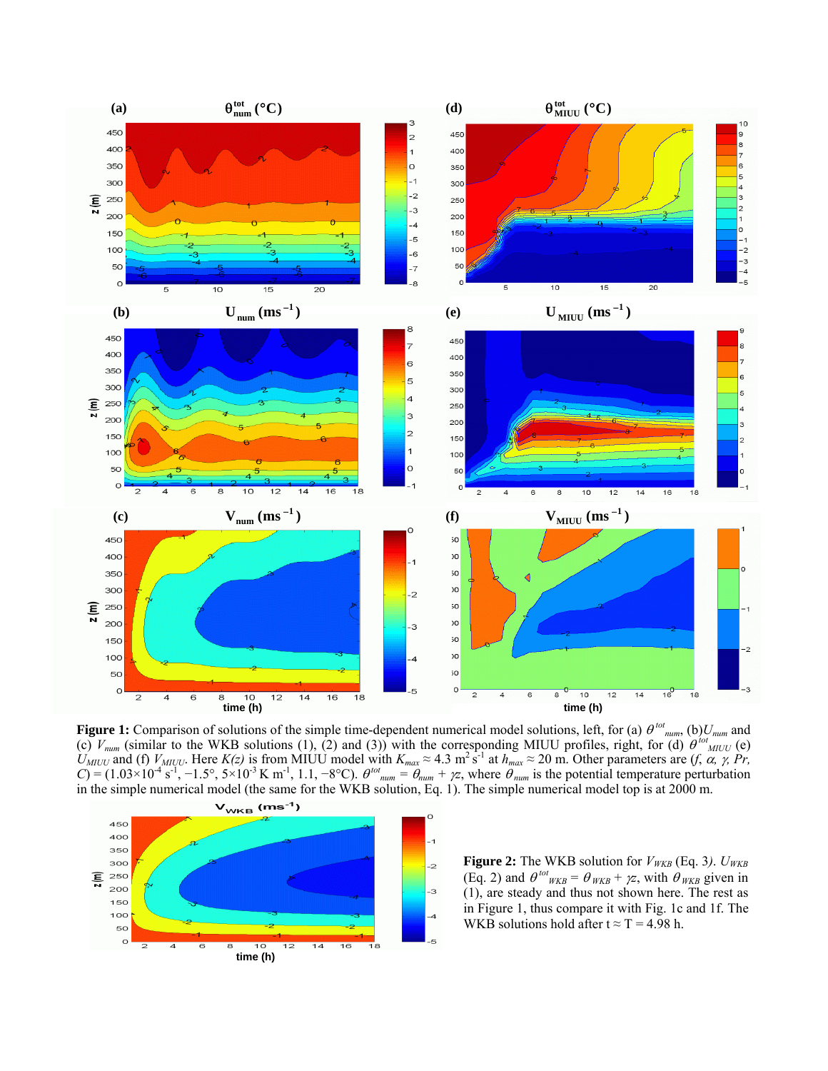**Figure 1:** Comparison of solutions of the simple time-dependent numerical model solutions, left, for (a) $\theta^{tot}_{num}$, (b) $U_{num}$ and (c) $V_{num}$ (similar to the WKB solutions (1), (2) and (3)) with the corresponding MIUU profiles, right, for (d) $\theta^{tot}_{MIUU}$ (e) $U_{MIUU}$ and (f) $V_{MIUU}$. Here $K(z)$ is from MIUU model with $K_{max} \approx 4.3$ m$^2$ s$^{-1}$ at $h_{max} \approx 20$ m. Other parameters are ($f$, $\alpha$, $\gamma$, $Pr$, $C$) = ($1.03\times10^{-4}$ s$^{-1}$, $-1.5°$, $5\times10^{-3}$ K m$^{-1}$, 1.1, $-8$°C). $\theta^{tot}_{num} = \theta_{num} + \gamma z$, where $\theta_{num}$ is the potential temperature perturbation in the simple numerical model (the same for the WKB solution, Eq. 1). The simple numerical model top is at 2000 m.

**Figure 2:** The WKB solution for $V_{WKB}$ (Eq. 3). $U_{WKB}$ (Eq. 2) and $\theta^{tot}_{WKB} = \theta_{WKB} + \gamma z$, with $\theta_{WKB}$ given in (1), are steady and thus not shown here. The rest as in Figure 1, thus compare it with Fig. 1c and 1f. The WKB solutions hold after t ≈ T = 4.98 h.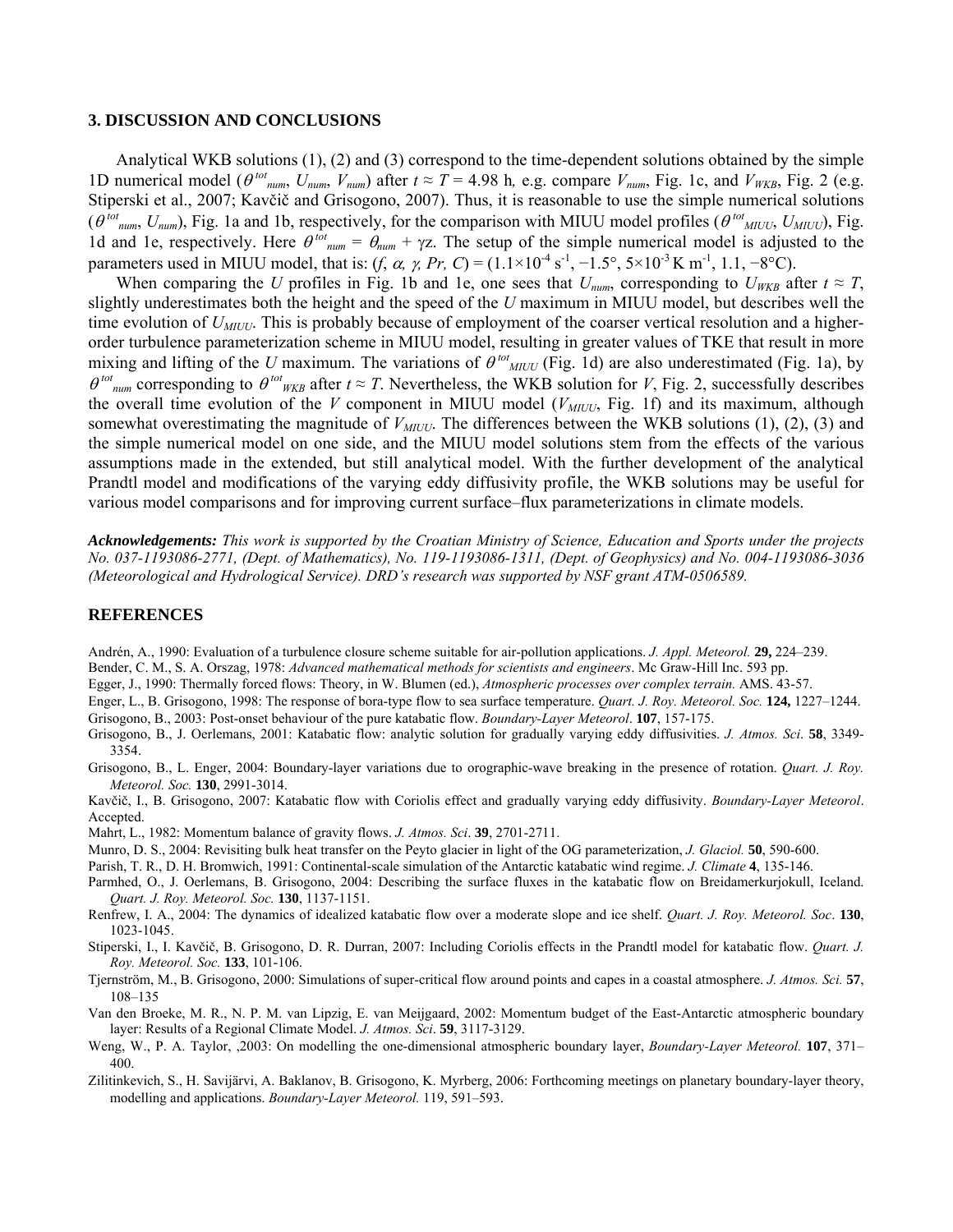## 3. DISCUSSION AND CONCLUSIONS

Analytical WKB solutions (1), (2) and (3) correspond to the time-dependent solutions obtained by the simple 1D numerical model ($\theta^{tot}_{num}$, $U_{num}$, $V_{num}$) after $t \approx T = 4.98$ h*,* e.g. compare $V_{num}$, Fig. 1c, and $V_{WKB}$, Fig. 2 (e.g. Stiperski et al., 2007; Kavčič and Grisogono, 2007). Thus, it is reasonable to use the simple numerical solutions ($\theta^{tot}_{num}$, $U_{num}$), Fig. 1a and 1b, respectively, for the comparison with MIUU model profiles ($\theta^{tot}_{MIUU}$, $U_{MIUU}$), Fig. 1d and 1e, respectively. Here $\theta^{tot}_{num} = \theta_{num} + \gamma z$. The setup of the simple numerical model is adjusted to the parameters used in MIUU model, that is: ($f$, $\alpha$, $\gamma$, $Pr$, $C$) = ($1.1\times10^{-4}$ s$^{-1}$, $-1.5°$, $5\times10^{-3}$ K m$^{-1}$, 1.1, $-8$°C).

When comparing the $U$ profiles in Fig. 1b and 1e, one sees that $U_{num}$, corresponding to $U_{WKB}$ after $t \approx T$, slightly underestimates both the height and the speed of the $U$ maximum in MIUU model, but describes well the time evolution of $U_{MIUU}$. This is probably because of employment of the coarser vertical resolution and a higher-order turbulence parameterization scheme in MIUU model, resulting in greater values of TKE that result in more mixing and lifting of the $U$ maximum. The variations of $\theta^{tot}_{MIUU}$ (Fig. 1d) are also underestimated (Fig. 1a), by $\theta^{tot}_{num}$ corresponding to $\theta^{tot}_{WKB}$ after $t \approx T$. Nevertheless, the WKB solution for $V$, Fig. 2, successfully describes the overall time evolution of the $V$ component in MIUU model ($V_{MIUU}$, Fig. 1f) and its maximum, although somewhat overestimating the magnitude of $V_{MIUU}$. The differences between the WKB solutions (1), (2), (3) and the simple numerical model on one side, and the MIUU model solutions stem from the effects of the various assumptions made in the extended, but still analytical model. With the further development of the analytical Prandtl model and modifications of the varying eddy diffusivity profile, the WKB solutions may be useful for various model comparisons and for improving current surface–flux parameterizations in climate models.

***Acknowledgements:*** *This work is supported by the Croatian Ministry of Science, Education and Sports under the projects No. 037-1193086-2771, (Dept. of Mathematics), No. 119-1193086-1311, (Dept. of Geophysics) and No. 004-1193086-3036 (Meteorological and Hydrological Service). DRD's research was supported by NSF grant ATM-0506589.*

## REFERENCES

Andrén, A., 1990: Evaluation of a turbulence closure scheme suitable for air-pollution applications. *J. Appl. Meteorol.* **29,** 224–239.

Bender, C. M., S. A. Orszag, 1978: *Advanced mathematical methods for scientists and engineers*. Mc Graw-Hill Inc. 593 pp.

Egger, J., 1990: Thermally forced flows: Theory, in W. Blumen (ed.), *Atmospheric processes over complex terrain.* AMS. 43-57.

Enger, L., B. Grisogono, 1998: The response of bora-type flow to sea surface temperature. *Quart. J. Roy. Meteorol. Soc.* **124,** 1227–1244.

Grisogono, B., 2003: Post-onset behaviour of the pure katabatic flow. *Boundary-Layer Meteorol*. **107**, 157-175.

Grisogono, B., J. Oerlemans, 2001: Katabatic flow: analytic solution for gradually varying eddy diffusivities. *J. Atmos. Sci*. **58**, 3349-3354.

Grisogono, B., L. Enger, 2004: Boundary-layer variations due to orographic-wave breaking in the presence of rotation. *Quart. J. Roy. Meteorol. Soc.* **130**, 2991-3014.

Kavčič, I., B. Grisogono, 2007: Katabatic flow with Coriolis effect and gradually varying eddy diffusivity. *Boundary-Layer Meteorol*. Accepted.

Mahrt, L., 1982: Momentum balance of gravity flows. *J. Atmos. Sci*. **39**, 2701-2711.

Munro, D. S., 2004: Revisiting bulk heat transfer on the Peyto glacier in light of the OG parameterization, *J. Glaciol.* **50**, 590-600.

Parish, T. R., D. H. Bromwich, 1991: Continental-scale simulation of the Antarctic katabatic wind regime. *J. Climate* **4**, 135-146.

Parmhed, O., J. Oerlemans, B. Grisogono, 2004: Describing the surface fluxes in the katabatic flow on Breidamerkurjokull, Iceland. *Quart. J. Roy. Meteorol. Soc.* **130**, 1137-1151.

Renfrew, I. A., 2004: The dynamics of idealized katabatic flow over a moderate slope and ice shelf. *Quart. J. Roy. Meteorol. Soc*. **130**, 1023-1045.

Stiperski, I., I. Kavčič, B. Grisogono, D. R. Durran, 2007: Including Coriolis effects in the Prandtl model for katabatic flow. *Quart. J. Roy. Meteorol. Soc.* **133**, 101-106.

Tjernström, M., B. Grisogono, 2000: Simulations of super-critical flow around points and capes in a coastal atmosphere. *J. Atmos. Sci.* **57**, 108–135

Van den Broeke, M. R., N. P. M. van Lipzig, E. van Meijgaard, 2002: Momentum budget of the East-Antarctic atmospheric boundary layer: Results of a Regional Climate Model. *J. Atmos. Sci*. **59**, 3117-3129.

Weng, W., P. A. Taylor, ,2003: On modelling the one-dimensional atmospheric boundary layer, *Boundary-Layer Meteorol.* **107**, 371–400.

Zilitinkevich, S., H. Savijärvi, A. Baklanov, B. Grisogono, K. Myrberg, 2006: Forthcoming meetings on planetary boundary-layer theory, modelling and applications. *Boundary-Layer Meteorol.* 119, 591–593.